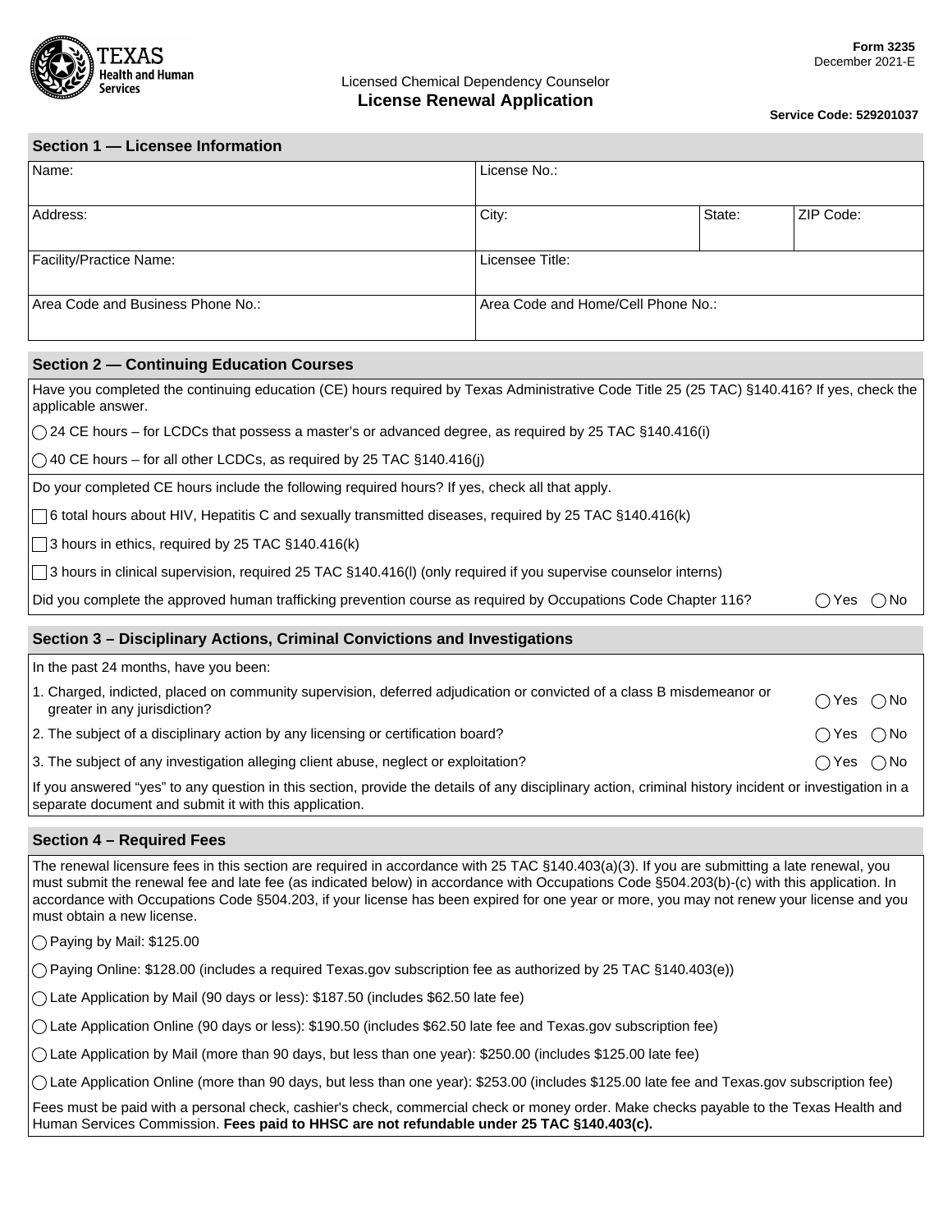Texas Health and Human Services

**Form 3235**
December 2021-E

Licensed Chemical Dependency Counselor

# License Renewal Application

**Service Code: 529201037**

## Section 1 — Licensee Information

| Name: | License No.: | | |
|---|---|---|---|
| Address: | City: | State: | ZIP Code: |
| Facility/Practice Name: | Licensee Title: | | |
| Area Code and Business Phone No.: | Area Code and Home/Cell Phone No.: | | |

## Section 2 — Continuing Education Courses

Have you completed the continuing education (CE) hours required by Texas Administrative Code Title 25 (25 TAC) §140.416? If yes, check the applicable answer.

◯ 24 CE hours – for LCDCs that possess a master's or advanced degree, as required by 25 TAC §140.416(i)

◯ 40 CE hours – for all other LCDCs, as required by 25 TAC §140.416(j)

Do your completed CE hours include the following required hours? If yes, check all that apply.

☐ 6 total hours about HIV, Hepatitis C and sexually transmitted diseases, required by 25 TAC §140.416(k)

☐ 3 hours in ethics, required by 25 TAC §140.416(k)

☐ 3 hours in clinical supervision, required 25 TAC §140.416(l) (only required if you supervise counselor interns)

Did you complete the approved human trafficking prevention course as required by Occupations Code Chapter 116? ◯ Yes ◯ No

## Section 3 – Disciplinary Actions, Criminal Convictions and Investigations

In the past 24 months, have you been:

1. Charged, indicted, placed on community supervision, deferred adjudication or convicted of a class B misdemeanor or greater in any jurisdiction? ◯ Yes ◯ No
2. The subject of a disciplinary action by any licensing or certification board? ◯ Yes ◯ No
3. The subject of any investigation alleging client abuse, neglect or exploitation? ◯ Yes ◯ No

If you answered "yes" to any question in this section, provide the details of any disciplinary action, criminal history incident or investigation in a separate document and submit it with this application.

## Section 4 – Required Fees

The renewal licensure fees in this section are required in accordance with 25 TAC §140.403(a)(3). If you are submitting a late renewal, you must submit the renewal fee and late fee (as indicated below) in accordance with Occupations Code §504.203(b)-(c) with this application. In accordance with Occupations Code §504.203, if your license has been expired for one year or more, you may not renew your license and you must obtain a new license.

◯ Paying by Mail: $125.00

◯ Paying Online: $128.00 (includes a required Texas.gov subscription fee as authorized by 25 TAC §140.403(e))

◯ Late Application by Mail (90 days or less): $187.50 (includes $62.50 late fee)

◯ Late Application Online (90 days or less): $190.50 (includes $62.50 late fee and Texas.gov subscription fee)

◯ Late Application by Mail (more than 90 days, but less than one year): $250.00 (includes $125.00 late fee)

◯ Late Application Online (more than 90 days, but less than one year): $253.00 (includes $125.00 late fee and Texas.gov subscription fee)

Fees must be paid with a personal check, cashier's check, commercial check or money order. Make checks payable to the Texas Health and Human Services Commission. **Fees paid to HHSC are not refundable under 25 TAC §140.403(c).**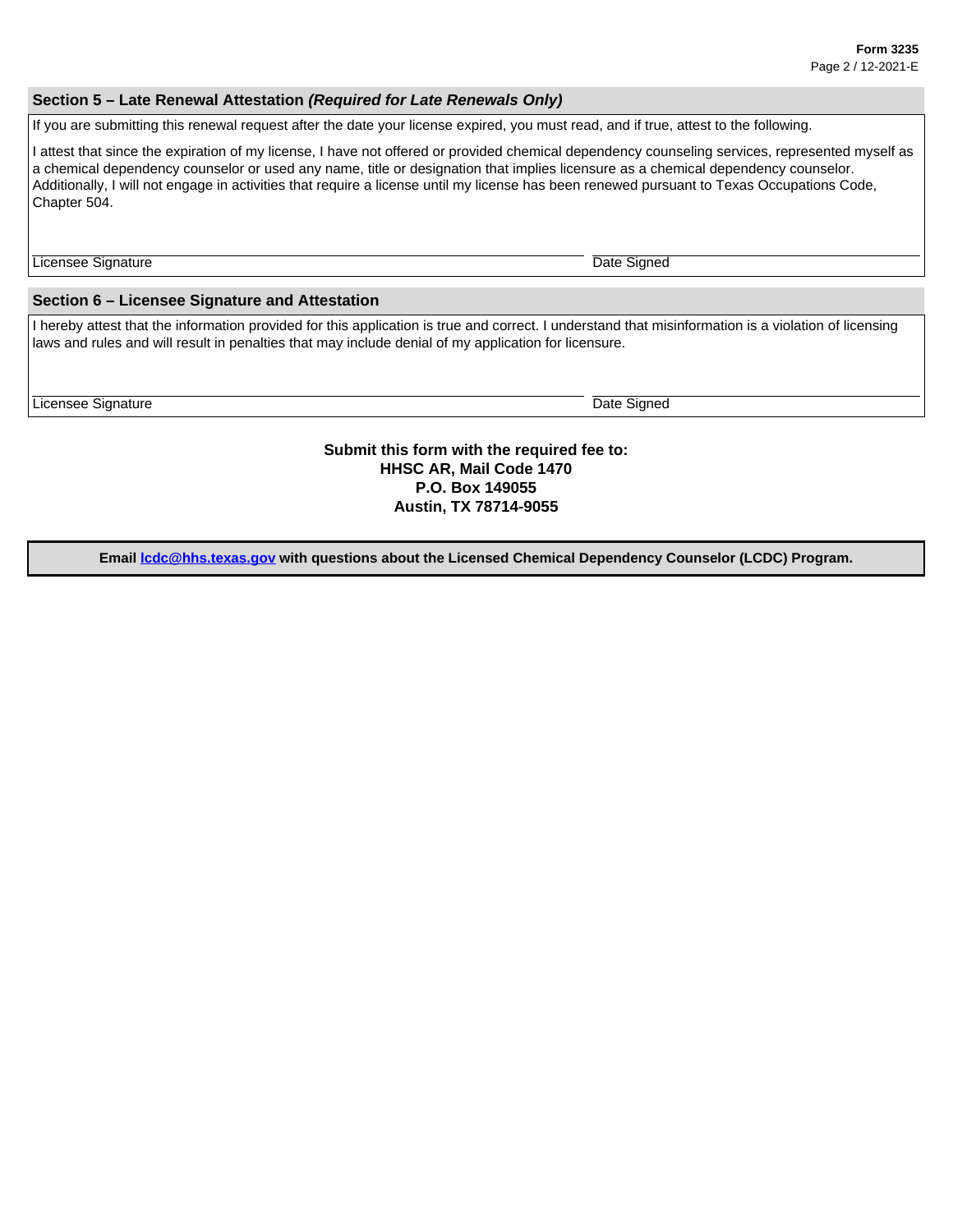## Section 5 – Late Renewal Attestation *(Required for Late Renewals Only)*

If you are submitting this renewal request after the date your license expired, you must read, and if true, attest to the following.

I attest that since the expiration of my license, I have not offered or provided chemical dependency counseling services, represented myself as a chemical dependency counselor or used any name, title or designation that implies licensure as a chemical dependency counselor. Additionally, I will not engage in activities that require a license until my license has been renewed pursuant to Texas Occupations Code, Chapter 504.

Licensee Signature

Date Signed

## Section 6 – Licensee Signature and Attestation

I hereby attest that the information provided for this application is true and correct. I understand that misinformation is a violation of licensing laws and rules and will result in penalties that may include denial of my application for licensure.

Licensee Signature

Date Signed

**Submit this form with the required fee to:**
**HHSC AR, Mail Code 1470**
**P.O. Box 149055**
**Austin, TX 78714-9055**

**Email lcdc@hhs.texas.gov with questions about the Licensed Chemical Dependency Counselor (LCDC) Program.**